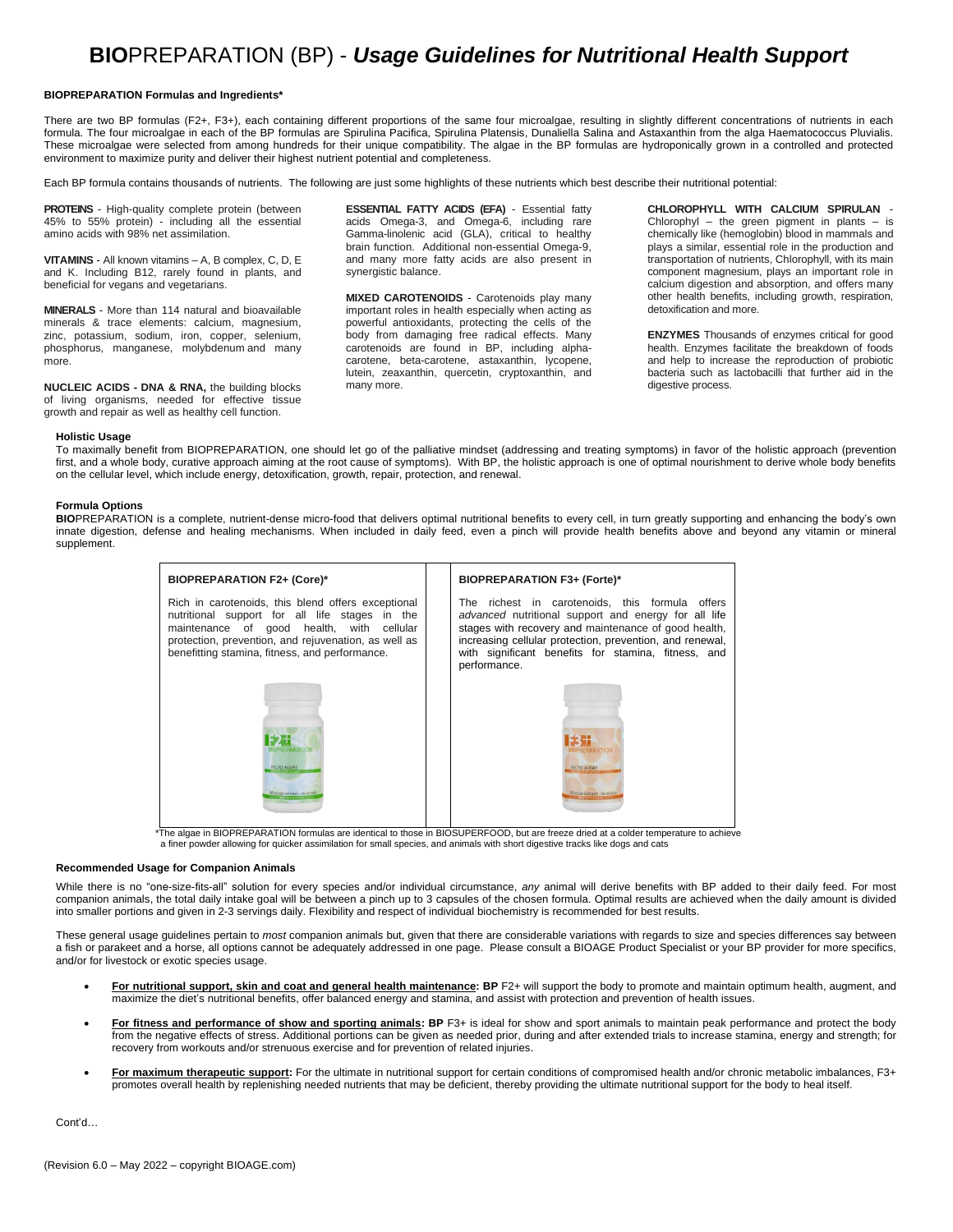# **BIO**PREPARATION (BP) - ***Usage Guidelines for Nutritional Health Support***

**BIOPREPARATION Formulas and Ingredients***

There are two BP formulas (F2+, F3+), each containing different proportions of the same four microalgae, resulting in slightly different concentrations of nutrients in each formula. The four microalgae in each of the BP formulas are Spirulina Pacifica, Spirulina Platensis, Dunaliella Salina and Astaxanthin from the alga Haematococcus Pluvialis. These microalgae were selected from among hundreds for their unique compatibility. The algae in the BP formulas are hydroponically grown in a controlled and protected environment to maximize purity and deliver their highest nutrient potential and completeness.

Each BP formula contains thousands of nutrients. The following are just some highlights of these nutrients which best describe their nutritional potential:

**PROTEINS** - High-quality complete protein (between 45% to 55% protein) - including all the essential amino acids with 98% net assimilation.

**VITAMINS** - All known vitamins – A, B complex, C, D, E and K. Including B12, rarely found in plants, and beneficial for vegans and vegetarians.

**MINERALS** - More than 114 natural and bioavailable minerals & trace elements: calcium, magnesium, zinc, potassium, sodium, iron, copper, selenium, phosphorus, manganese, molybdenum and many more.

**NUCLEIC ACIDS - DNA & RNA,** the building blocks of living organisms, needed for effective tissue growth and repair as well as healthy cell function.

**ESSENTIAL FATTY ACIDS (EFA)** - Essential fatty acids Omega-3, and Omega-6, including rare Gamma-linolenic acid (GLA), critical to healthy brain function. Additional non-essential Omega-9, and many more fatty acids are also present in synergistic balance.

**MIXED CAROTENOIDS** - Carotenoids play many important roles in health especially when acting as powerful antioxidants, protecting the cells of the body from damaging free radical effects. Many carotenoids are found in BP, including alpha-carotene, beta-carotene, astaxanthin, lycopene, lutein, zeaxanthin, quercetin, cryptoxanthin, and many more.

**CHLOROPHYLL WITH CALCIUM SPIRULAN** - Chlorophyl – the green pigment in plants – is chemically like (hemoglobin) blood in mammals and plays a similar, essential role in the production and transportation of nutrients, Chlorophyll, with its main component magnesium, plays an important role in calcium digestion and absorption, and offers many other health benefits, including growth, respiration, detoxification and more.

**ENZYMES** Thousands of enzymes critical for good health. Enzymes facilitate the breakdown of foods and help to increase the reproduction of probiotic bacteria such as lactobacilli that further aid in the digestive process.

**Holistic Usage**

To maximally benefit from BIOPREPARATION, one should let go of the palliative mindset (addressing and treating symptoms) in favor of the holistic approach (prevention first, and a whole body, curative approach aiming at the root cause of symptoms). With BP, the holistic approach is one of optimal nourishment to derive whole body benefits on the cellular level, which include energy, detoxification, growth, repair, protection, and renewal.

**Formula Options**

**BIO**PREPARATION is a complete, nutrient-dense micro-food that delivers optimal nutritional benefits to every cell, in turn greatly supporting and enhancing the body's own innate digestion, defense and healing mechanisms. When included in daily feed, even a pinch will provide health benefits above and beyond any vitamin or mineral supplement.

| **BIOPREPARATION F2+ (Core)*** | **BIOPREPARATION F3+ (Forte)*** |
|---|---|
| Rich in carotenoids, this blend offers exceptional nutritional support for all life stages in the maintenance of good health, with cellular protection, prevention, and rejuvenation, as well as benefitting stamina, fitness, and performance. | The richest in carotenoids, this formula offers *advanced* nutritional support and energy for all life stages with recovery and maintenance of good health, increasing cellular protection, prevention, and renewal, with significant benefits for stamina, fitness, and performance. |

*The algae in BIOPREPARATION formulas are identical to those in BIOSUPERFOOD, but are freeze dried at a colder temperature to achieve a finer powder allowing for quicker assimilation for small species, and animals with short digestive tracks like dogs and cats

**Recommended Usage for Companion Animals**

While there is no "one-size-fits-all" solution for every species and/or individual circumstance, *any* animal will derive benefits with BP added to their daily feed. For most companion animals, the total daily intake goal will be between a pinch up to 3 capsules of the chosen formula. Optimal results are achieved when the daily amount is divided into smaller portions and given in 2-3 servings daily. Flexibility and respect of individual biochemistry is recommended for best results.

These general usage guidelines pertain to *most* companion animals but, given that there are considerable variations with regards to size and species differences say between a fish or parakeet and a horse, all options cannot be adequately addressed in one page. Please consult a BIOAGE Product Specialist or your BP provider for more specifics, and/or for livestock or exotic species usage.

- **For nutritional support, skin and coat and general health maintenance: BP** F2+ will support the body to promote and maintain optimum health, augment, and maximize the diet's nutritional benefits, offer balanced energy and stamina, and assist with protection and prevention of health issues.
- **For fitness and performance of show and sporting animals: BP** F3+ is ideal for show and sport animals to maintain peak performance and protect the body from the negative effects of stress. Additional portions can be given as needed prior, during and after extended trials to increase stamina, energy and strength; for recovery from workouts and/or strenuous exercise and for prevention of related injuries.
- **For maximum therapeutic support:** For the ultimate in nutritional support for certain conditions of compromised health and/or chronic metabolic imbalances, F3+ promotes overall health by replenishing needed nutrients that may be deficient, thereby providing the ultimate nutritional support for the body to heal itself.

Cont'd…

(Revision 6.0 – May 2022 – copyright BIOAGE.com)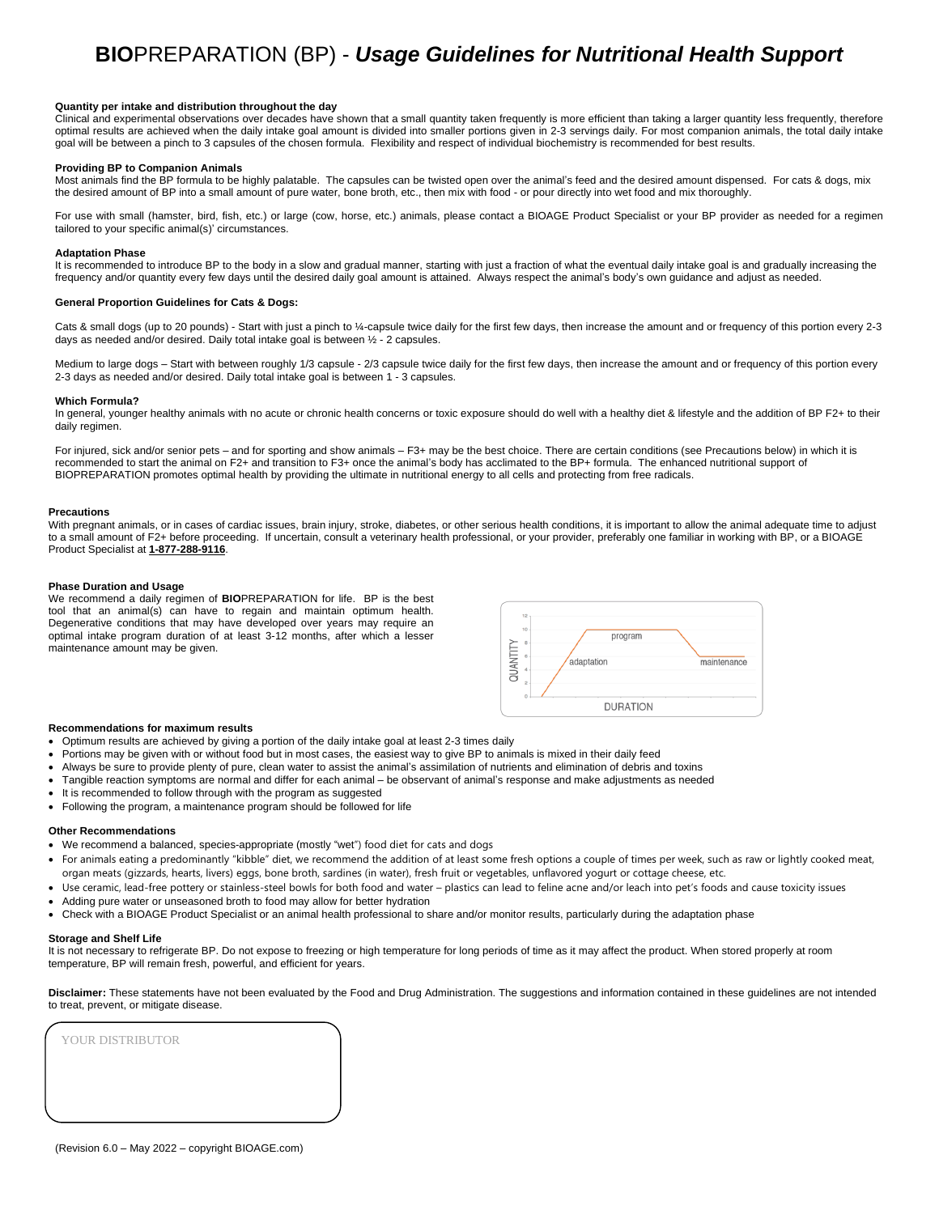# **BIO**PREPARATION (BP) - ***Usage Guidelines for Nutritional Health Support***

**Quantity per intake and distribution throughout the day**

Clinical and experimental observations over decades have shown that a small quantity taken frequently is more efficient than taking a larger quantity less frequently, therefore optimal results are achieved when the daily intake goal amount is divided into smaller portions given in 2-3 servings daily. For most companion animals, the total daily intake goal will be between a pinch to 3 capsules of the chosen formula. Flexibility and respect of individual biochemistry is recommended for best results.

**Providing BP to Companion Animals**

Most animals find the BP formula to be highly palatable. The capsules can be twisted open over the animal's feed and the desired amount dispensed. For cats & dogs, mix the desired amount of BP into a small amount of pure water, bone broth, etc., then mix with food - or pour directly into wet food and mix thoroughly.

For use with small (hamster, bird, fish, etc.) or large (cow, horse, etc.) animals, please contact a BIOAGE Product Specialist or your BP provider as needed for a regimen tailored to your specific animal(s)' circumstances.

**Adaptation Phase**

It is recommended to introduce BP to the body in a slow and gradual manner, starting with just a fraction of what the eventual daily intake goal is and gradually increasing the frequency and/or quantity every few days until the desired daily goal amount is attained. Always respect the animal's body's own guidance and adjust as needed.

**General Proportion Guidelines for Cats & Dogs:**

Cats & small dogs (up to 20 pounds) - Start with just a pinch to ¼-capsule twice daily for the first few days, then increase the amount and or frequency of this portion every 2-3 days as needed and/or desired. Daily total intake goal is between ½ - 2 capsules.

Medium to large dogs – Start with between roughly 1/3 capsule - 2/3 capsule twice daily for the first few days, then increase the amount and or frequency of this portion every 2-3 days as needed and/or desired. Daily total intake goal is between 1 - 3 capsules.

**Which Formula?**

In general, younger healthy animals with no acute or chronic health concerns or toxic exposure should do well with a healthy diet & lifestyle and the addition of BP F2+ to their daily regimen.

For injured, sick and/or senior pets – and for sporting and show animals – F3+ may be the best choice. There are certain conditions (see Precautions below) in which it is recommended to start the animal on F2+ and transition to F3+ once the animal's body has acclimated to the BP+ formula. The enhanced nutritional support of BIOPREPARATION promotes optimal health by providing the ultimate in nutritional energy to all cells and protecting from free radicals.

**Precautions**

With pregnant animals, or in cases of cardiac issues, brain injury, stroke, diabetes, or other serious health conditions, it is important to allow the animal adequate time to adjust to a small amount of F2+ before proceeding. If uncertain, consult a veterinary health professional, or your provider, preferably one familiar in working with BP, or a BIOAGE Product Specialist at **1-877-288-9116**.

**Phase Duration and Usage**

We recommend a daily regimen of **BIO**PREPARATION for life. BP is the best tool that an animal(s) can have to regain and maintain optimum health. Degenerative conditions that may have developed over years may require an optimal intake program duration of at least 3-12 months, after which a lesser maintenance amount may be given.

QUANTITY
0
2
4
6
8
10
12
adaptation
program
maintenance
DURATION

**Recommendations for maximum results**

- Optimum results are achieved by giving a portion of the daily intake goal at least 2-3 times daily
- Portions may be given with or without food but in most cases, the easiest way to give BP to animals is mixed in their daily feed
- Always be sure to provide plenty of pure, clean water to assist the animal's assimilation of nutrients and elimination of debris and toxins
- Tangible reaction symptoms are normal and differ for each animal – be observant of animal's response and make adjustments as needed
- It is recommended to follow through with the program as suggested
- Following the program, a maintenance program should be followed for life

**Other Recommendations**

- We recommend a balanced, species-appropriate (mostly "wet") food diet for cats and dogs
- For animals eating a predominantly "kibble" diet, we recommend the addition of at least some fresh options a couple of times per week, such as raw or lightly cooked meat, organ meats (gizzards, hearts, livers) eggs, bone broth, sardines (in water), fresh fruit or vegetables, unflavored yogurt or cottage cheese, etc.
- Use ceramic, lead-free pottery or stainless-steel bowls for both food and water – plastics can lead to feline acne and/or leach into pet's foods and cause toxicity issues
- Adding pure water or unseasoned broth to food may allow for better hydration
- Check with a BIOAGE Product Specialist or an animal health professional to share and/or monitor results, particularly during the adaptation phase

**Storage and Shelf Life**

It is not necessary to refrigerate BP. Do not expose to freezing or high temperature for long periods of time as it may affect the product. When stored properly at room temperature, BP will remain fresh, powerful, and efficient for years.

**Disclaimer:** These statements have not been evaluated by the Food and Drug Administration. The suggestions and information contained in these guidelines are not intended to treat, prevent, or mitigate disease.

YOUR DISTRIBUTOR

(Revision 6.0 – May 2022 – copyright BIOAGE.com)